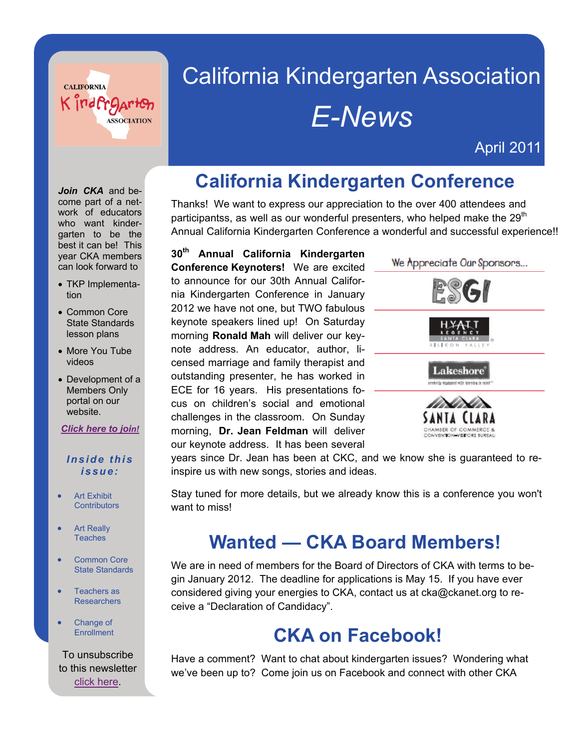# California Kindergarten Association

## *E-News*

April 2011

***Join CKA*** and become part of a network of educators who want kindergarten to be the best it can be! This year CKA members can look forward to

- TKP Implementation
- Common Core State Standards lesson plans
- More You Tube videos
- Development of a Members Only portal on our website.

***Click here to join!***

***Inside this issue:***

- Art Exhibit Contributors
- Art Really Teaches
- Common Core State Standards
- Teachers as Researchers
- Change of Enrollment

To unsubscribe to this newsletter click here.

## California Kindergarten Conference

Thanks! We want to express our appreciation to the over 400 attendees and participantss, as well as our wonderful presenters, who helped make the 29th Annual California Kindergarten Conference a wonderful and successful experience!!

**30th Annual California Kindergarten Conference Keynoters!** We are excited to announce for our 30th Annual California Kindergarten Conference in January 2012 we have not one, but TWO fabulous keynote speakers lined up! On Saturday morning **Ronald Mah** will deliver our keynote address. An educator, author, licensed marriage and family therapist and outstanding presenter, he has worked in ECE for 16 years. His presentations focus on children's social and emotional challenges in the classroom. On Sunday morning, **Dr. Jean Feldman** will deliver our keynote address. It has been several years since Dr. Jean has been at CKC, and we know she is guaranteed to re-inspire us with new songs, stories and ideas.

We Appreciate Our Sponsors...

ESGI

HYATT REGENCY SANTA CLARA SILICON VALLEY

Lakeshore

SANTA CLARA CHAMBER OF COMMERCE & CONVENTION-VISITORS BUREAU

Stay tuned for more details, but we already know this is a conference you won't want to miss!

## Wanted — CKA Board Members!

We are in need of members for the Board of Directors of CKA with terms to begin January 2012. The deadline for applications is May 15. If you have ever considered giving your energies to CKA, contact us at cka@ckanet.org to receive a "Declaration of Candidacy".

## CKA on Facebook!

Have a comment? Want to chat about kindergarten issues? Wondering what we've been up to? Come join us on Facebook and connect with other CKA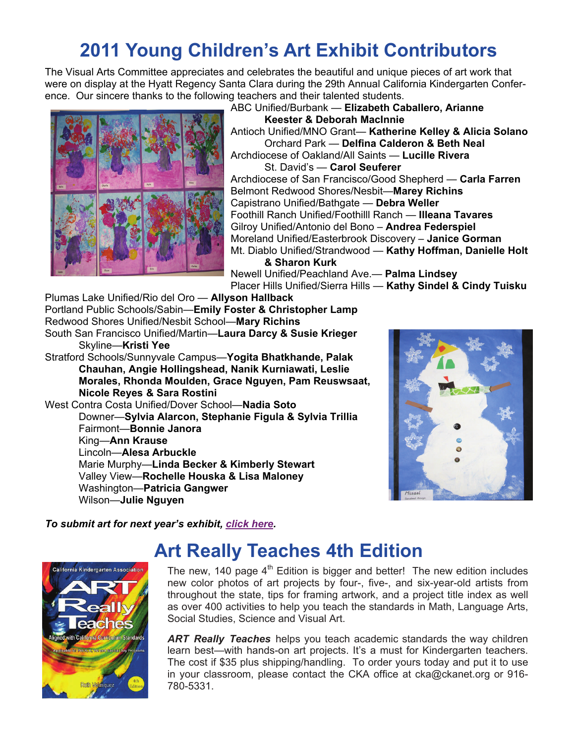# 2011 Young Children's Art Exhibit Contributors

The Visual Arts Committee appreciates and celebrates the beautiful and unique pieces of art work that were on display at the Hyatt Regency Santa Clara during the 29th Annual California Kindergarten Conference. Our sincere thanks to the following teachers and their talented students.

ABC Unified/Burbank — **Elizabeth Caballero, Arianne Keester & Deborah MacInnie**
Antioch Unified/MNO Grant— **Katherine Kelley & Alicia Solano**
    Orchard Park — **Delfina Calderon & Beth Neal**
Archdiocese of Oakland/All Saints — **Lucille Rivera**
    St. David's — **Carol Seuferer**
Archdiocese of San Francisco/Good Shepherd — **Carla Farren**
Belmont Redwood Shores/Nesbit—**Marey Richins**
Capistrano Unified/Bathgate — **Debra Weller**
Foothill Ranch Unified/Foothilll Ranch — **Illeana Tavares**
Gilroy Unified/Antonio del Bono – **Andrea Federspiel**
Moreland Unified/Easterbrook Discovery – **Janice Gorman**
Mt. Diablo Unified/Strandwood — **Kathy Hoffman, Danielle Holt & Sharon Kurk**
Newell Unified/Peachland Ave.— **Palma Lindsey**
Placer Hills Unified/Sierra Hills — **Kathy Sindel & Cindy Tuisku**
Plumas Lake Unified/Rio del Oro — **Allyson Hallback**
Portland Public Schools/Sabin—**Emily Foster & Christopher Lamp**
Redwood Shores Unified/Nesbit School—**Mary Richins**
South San Francisco Unified/Martin—**Laura Darcy & Susie Krieger**
    Skyline—**Kristi Yee**
Stratford Schools/Sunnyvale Campus—**Yogita Bhatkhande, Palak Chauhan, Angie Hollingshead, Nanik Kurniawati, Leslie Morales, Rhonda Moulden, Grace Nguyen, Pam Reuswsaat, Nicole Reyes & Sara Rostini**
West Contra Costa Unified/Dover School—**Nadia Soto**
    Downer—**Sylvia Alarcon, Stephanie Figula & Sylvia Trillia**
    Fairmont—**Bonnie Janora**
    King—**Ann Krause**
    Lincoln—**Alesa Arbuckle**
    Marie Murphy—**Linda Becker & Kimberly Stewart**
    Valley View—**Rochelle Houska & Lisa Maloney**
    Washington—**Patricia Gangwer**
    Wilson—**Julie Nguyen**

***To submit art for next year's exhibit, click here.***

# Art Really Teaches 4th Edition

The new, 140 page 4th Edition is bigger and better! The new edition includes new color photos of art projects by four-, five-, and six-year-old artists from throughout the state, tips for framing artwork, and a project title index as well as over 400 activities to help you teach the standards in Math, Language Arts, Social Studies, Science and Visual Art.

***ART Really Teaches*** helps you teach academic standards the way children learn best—with hands-on art projects. It's a must for Kindergarten teachers. The cost if $35 plus shipping/handling. To order yours today and put it to use in your classroom, please contact the CKA office at cka@ckanet.org or 916-780-5331.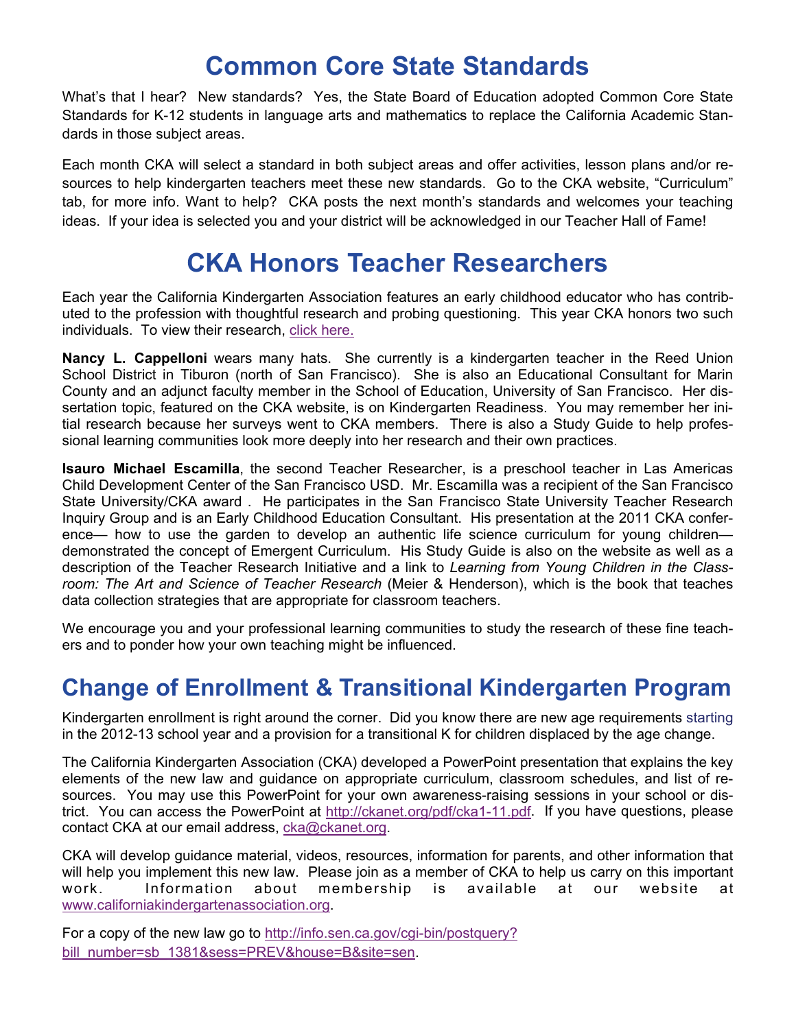# Common Core State Standards

What's that I hear? New standards? Yes, the State Board of Education adopted Common Core State Standards for K-12 students in language arts and mathematics to replace the California Academic Standards in those subject areas.

Each month CKA will select a standard in both subject areas and offer activities, lesson plans and/or resources to help kindergarten teachers meet these new standards. Go to the CKA website, "Curriculum" tab, for more info. Want to help? CKA posts the next month's standards and welcomes your teaching ideas. If your idea is selected you and your district will be acknowledged in our Teacher Hall of Fame!

# CKA Honors Teacher Researchers

Each year the California Kindergarten Association features an early childhood educator who has contributed to the profession with thoughtful research and probing questioning. This year CKA honors two such individuals. To view their research, click here.

**Nancy L. Cappelloni** wears many hats. She currently is a kindergarten teacher in the Reed Union School District in Tiburon (north of San Francisco). She is also an Educational Consultant for Marin County and an adjunct faculty member in the School of Education, University of San Francisco. Her dissertation topic, featured on the CKA website, is on Kindergarten Readiness. You may remember her initial research because her surveys went to CKA members. There is also a Study Guide to help professional learning communities look more deeply into her research and their own practices.

**Isauro Michael Escamilla**, the second Teacher Researcher, is a preschool teacher in Las Americas Child Development Center of the San Francisco USD. Mr. Escamilla was a recipient of the San Francisco State University/CKA award . He participates in the San Francisco State University Teacher Research Inquiry Group and is an Early Childhood Education Consultant. His presentation at the 2011 CKA conference— how to use the garden to develop an authentic life science curriculum for young children— demonstrated the concept of Emergent Curriculum. His Study Guide is also on the website as well as a description of the Teacher Research Initiative and a link to *Learning from Young Children in the Classroom: The Art and Science of Teacher Research* (Meier & Henderson), which is the book that teaches data collection strategies that are appropriate for classroom teachers.

We encourage you and your professional learning communities to study the research of these fine teachers and to ponder how your own teaching might be influenced.

## Change of Enrollment & Transitional Kindergarten Program

Kindergarten enrollment is right around the corner. Did you know there are new age requirements starting in the 2012-13 school year and a provision for a transitional K for children displaced by the age change.

The California Kindergarten Association (CKA) developed a PowerPoint presentation that explains the key elements of the new law and guidance on appropriate curriculum, classroom schedules, and list of resources. You may use this PowerPoint for your own awareness-raising sessions in your school or district. You can access the PowerPoint at http://ckanet.org/pdf/cka1-11.pdf. If you have questions, please contact CKA at our email address, cka@ckanet.org.

CKA will develop guidance material, videos, resources, information for parents, and other information that will help you implement this new law. Please join as a member of CKA to help us carry on this important work. Information about membership is available at our website at www.californiakindergartenassociation.org.

For a copy of the new law go to http://info.sen.ca.gov/cgi-bin/postquery?bill_number=sb_1381&sess=PREV&house=B&site=sen.